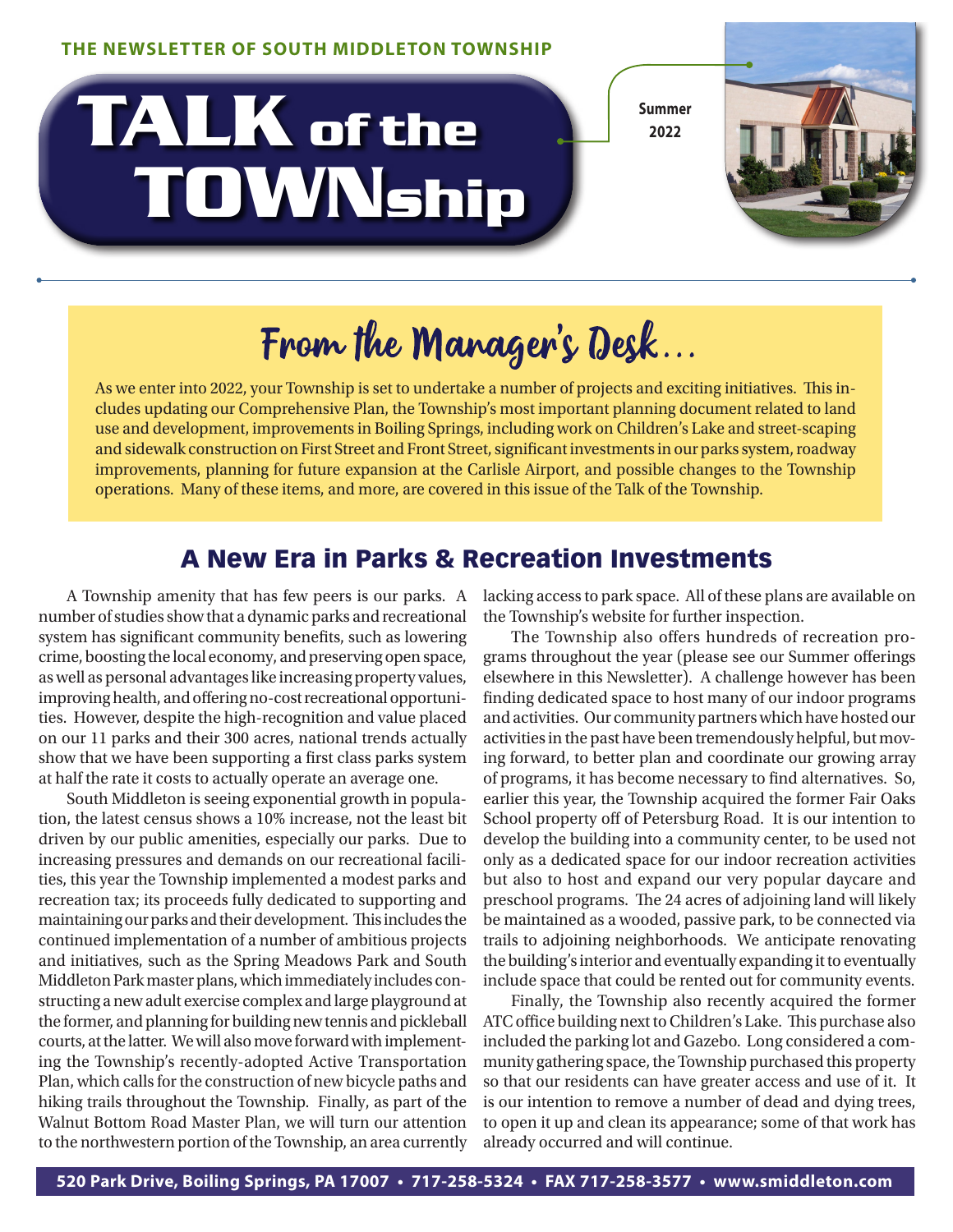THE NEWSLETTER OF SOUTH MIDDLETON TOWNSHIP

# TALK of the TOWNship

Summer 2022

## From the Manager's Desk...

As we enter into 2022, your Township is set to undertake a number of projects and exciting initiatives. This includes updating our Comprehensive Plan, the Township's most important planning document related to land use and development, improvements in Boiling Springs, including work on Children's Lake and street-scaping and sidewalk construction on First Street and Front Street, significant investments in our parks system, roadway improvements, planning for future expansion at the Carlisle Airport, and possible changes to the Township operations. Many of these items, and more, are covered in this issue of the Talk of the Township.

## A New Era in Parks & Recreation Investments

A Township amenity that has few peers is our parks. A number of studies show that a dynamic parks and recreational system has significant community benefits, such as lowering crime, boosting the local economy, and preserving open space, as well as personal advantages like increasing property values, improving health, and offering no-cost recreational opportunities. However, despite the high-recognition and value placed on our 11 parks and their 300 acres, national trends actually show that we have been supporting a first class parks system at half the rate it costs to actually operate an average one.

South Middleton is seeing exponential growth in population, the latest census shows a 10% increase, not the least bit driven by our public amenities, especially our parks. Due to increasing pressures and demands on our recreational facilities, this year the Township implemented a modest parks and recreation tax; its proceeds fully dedicated to supporting and maintaining our parks and their development. This includes the continued implementation of a number of ambitious projects and initiatives, such as the Spring Meadows Park and South Middleton Park master plans, which immediately includes constructing a new adult exercise complex and large playground at the former, and planning for building new tennis and pickleball courts, at the latter. We will also move forward with implementing the Township's recently-adopted Active Transportation Plan, which calls for the construction of new bicycle paths and hiking trails throughout the Township. Finally, as part of the Walnut Bottom Road Master Plan, we will turn our attention to the northwestern portion of the Township, an area currently lacking access to park space. All of these plans are available on the Township's website for further inspection.

The Township also offers hundreds of recreation programs throughout the year (please see our Summer offerings elsewhere in this Newsletter). A challenge however has been finding dedicated space to host many of our indoor programs and activities. Our community partners which have hosted our activities in the past have been tremendously helpful, but moving forward, to better plan and coordinate our growing array of programs, it has become necessary to find alternatives. So, earlier this year, the Township acquired the former Fair Oaks School property off of Petersburg Road. It is our intention to develop the building into a community center, to be used not only as a dedicated space for our indoor recreation activities but also to host and expand our very popular daycare and preschool programs. The 24 acres of adjoining land will likely be maintained as a wooded, passive park, to be connected via trails to adjoining neighborhoods. We anticipate renovating the building's interior and eventually expanding it to eventually include space that could be rented out for community events.

Finally, the Township also recently acquired the former ATC office building next to Children's Lake. This purchase also included the parking lot and Gazebo. Long considered a community gathering space, the Township purchased this property so that our residents can have greater access and use of it. It is our intention to remove a number of dead and dying trees, to open it up and clean its appearance; some of that work has already occurred and will continue.

520 Park Drive, Boiling Springs, PA 17007 • 717-258-5324 • FAX 717-258-3577 • www.smiddleton.com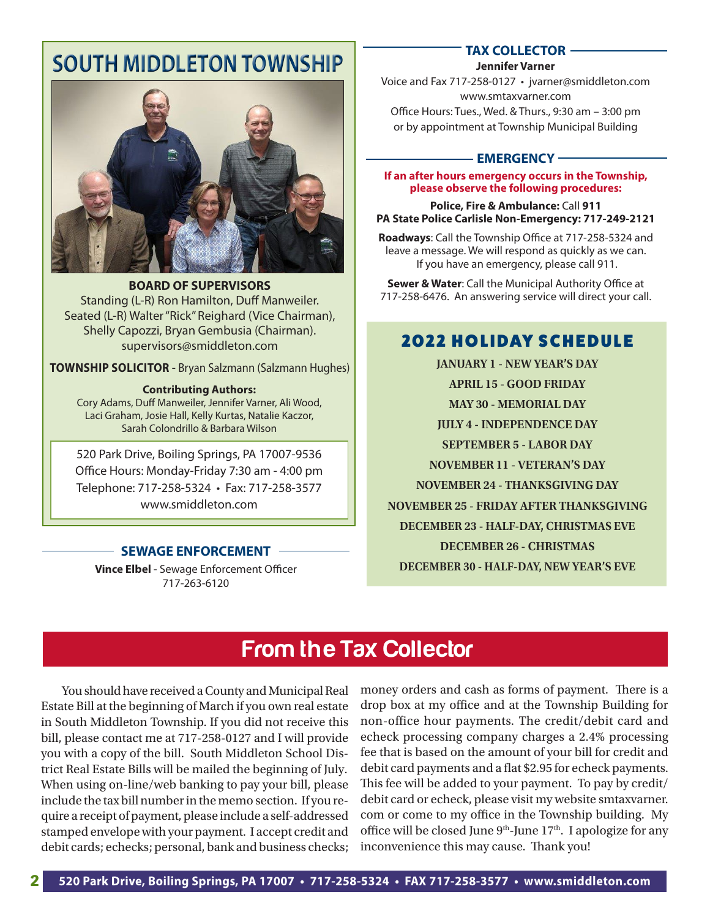# SOUTH MIDDLETON TOWNSHIP

**BOARD OF SUPERVISORS**
Standing (L-R) Ron Hamilton, Duff Manweiler.
Seated (L-R) Walter "Rick" Reighard (Vice Chairman), Shelly Capozzi, Bryan Gembusia (Chairman).
supervisors@smiddleton.com

**TOWNSHIP SOLICITOR** - Bryan Salzmann (Salzmann Hughes)

**Contributing Authors:**
Cory Adams, Duff Manweiler, Jennifer Varner, Ali Wood, Laci Graham, Josie Hall, Kelly Kurtas, Natalie Kaczor, Sarah Colondrillo & Barbara Wilson

520 Park Drive, Boiling Springs, PA 17007-9536
Office Hours: Monday-Friday 7:30 am - 4:00 pm
Telephone: 717-258-5324 • Fax: 717-258-3577
www.smiddleton.com

## SEWAGE ENFORCEMENT

**Vince Elbel** - Sewage Enforcement Officer
717-263-6120

## TAX COLLECTOR

**Jennifer Varner**
Voice and Fax 717-258-0127 • jvarner@smiddleton.com
www.smtaxvarner.com
Office Hours: Tues., Wed. & Thurs., 9:30 am – 3:00 pm
or by appointment at Township Municipal Building

## EMERGENCY

**If an after hours emergency occurs in the Township, please observe the following procedures:**

**Police, Fire & Ambulance:** Call **911**
**PA State Police Carlisle Non-Emergency: 717-249-2121**

**Roadways**: Call the Township Office at 717-258-5324 and leave a message. We will respond as quickly as we can. If you have an emergency, please call 911.

**Sewer & Water**: Call the Municipal Authority Office at 717-258-6476. An answering service will direct your call.

## 2022 HOLIDAY SCHEDULE

**JANUARY 1 - NEW YEAR'S DAY**
**APRIL 15 - GOOD FRIDAY**
**MAY 30 - MEMORIAL DAY**
**JULY 4 - INDEPENDENCE DAY**
**SEPTEMBER 5 - LABOR DAY**
**NOVEMBER 11 - VETERAN'S DAY**
**NOVEMBER 24 - THANKSGIVING DAY**
**NOVEMBER 25 - FRIDAY AFTER THANKSGIVING**
**DECEMBER 23 - HALF-DAY, CHRISTMAS EVE**
**DECEMBER 26 - CHRISTMAS**
**DECEMBER 30 - HALF-DAY, NEW YEAR'S EVE**

# From the Tax Collector

You should have received a County and Municipal Real Estate Bill at the beginning of March if you own real estate in South Middleton Township. If you did not receive this bill, please contact me at 717-258-0127 and I will provide you with a copy of the bill. South Middleton School District Real Estate Bills will be mailed the beginning of July. When using on-line/web banking to pay your bill, please include the tax bill number in the memo section. If you require a receipt of payment, please include a self-addressed stamped envelope with your payment. I accept credit and debit cards; echecks; personal, bank and business checks; money orders and cash as forms of payment. There is a drop box at my office and at the Township Building for non-office hour payments. The credit/debit card and echeck processing company charges a 2.4% processing fee that is based on the amount of your bill for credit and debit card payments and a flat $2.95 for echeck payments. This fee will be added to your payment. To pay by credit/debit card or echeck, please visit my website smtaxvarner.com or come to my office in the Township building. My office will be closed June 9th-June 17th. I apologize for any inconvenience this may cause. Thank you!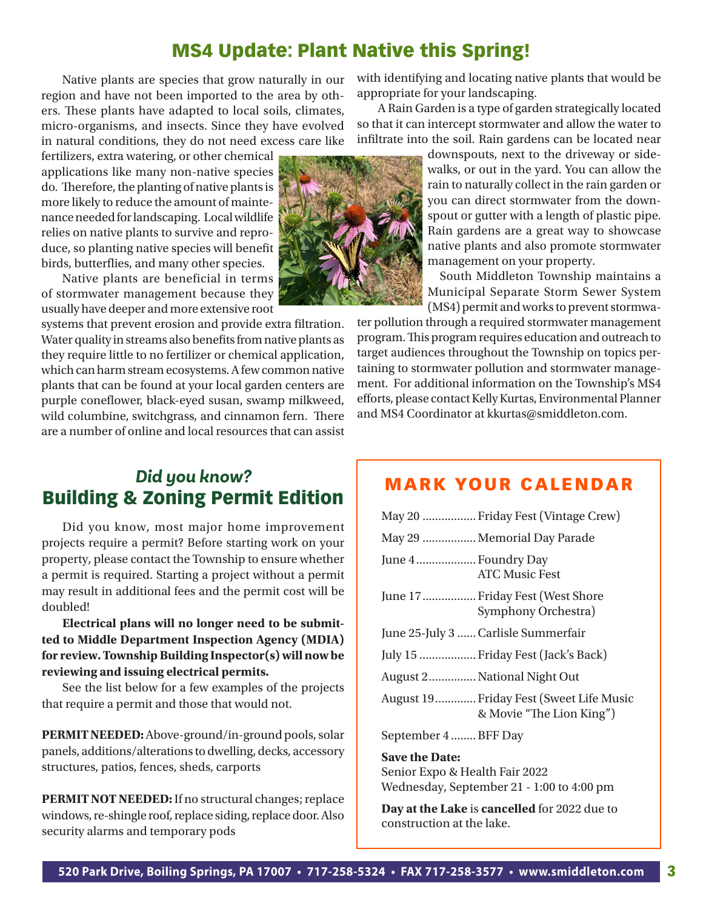# MS4 Update: Plant Native this Spring!

Native plants are species that grow naturally in our region and have not been imported to the area by others. These plants have adapted to local soils, climates, micro-organisms, and insects. Since they have evolved in natural conditions, they do not need excess care like fertilizers, extra watering, or other chemical applications like many non-native species do. Therefore, the planting of native plants is more likely to reduce the amount of maintenance needed for landscaping. Local wildlife relies on native plants to survive and reproduce, so planting native species will benefit birds, butterflies, and many other species.

Native plants are beneficial in terms of stormwater management because they usually have deeper and more extensive root systems that prevent erosion and provide extra filtration. Water quality in streams also benefits from native plants as they require little to no fertilizer or chemical application, which can harm stream ecosystems. A few common native plants that can be found at your local garden centers are purple coneflower, black-eyed susan, swamp milkweed, wild columbine, switchgrass, and cinnamon fern. There are a number of online and local resources that can assist with identifying and locating native plants that would be appropriate for your landscaping.

A Rain Garden is a type of garden strategically located so that it can intercept stormwater and allow the water to infiltrate into the soil. Rain gardens can be located near downspouts, next to the driveway or sidewalks, or out in the yard. You can allow the rain to naturally collect in the rain garden or you can direct stormwater from the downspout or gutter with a length of plastic pipe. Rain gardens are a great way to showcase native plants and also promote stormwater management on your property.

South Middleton Township maintains a Municipal Separate Storm Sewer System (MS4) permit and works to prevent stormwater pollution through a required stormwater management program. This program requires education and outreach to target audiences throughout the Township on topics pertaining to stormwater pollution and stormwater management. For additional information on the Township's MS4 efforts, please contact Kelly Kurtas, Environmental Planner and MS4 Coordinator at kkurtas@smiddleton.com.

## *Did you know?* Building & Zoning Permit Edition

Did you know, most major home improvement projects require a permit? Before starting work on your property, please contact the Township to ensure whether a permit is required. Starting a project without a permit may result in additional fees and the permit cost will be doubled!

**Electrical plans will no longer need to be submitted to Middle Department Inspection Agency (MDIA) for review. Township Building Inspector(s) will now be reviewing and issuing electrical permits.**

See the list below for a few examples of the projects that require a permit and those that would not.

**PERMIT NEEDED:** Above-ground/in-ground pools, solar panels, additions/alterations to dwelling, decks, accessory structures, patios, fences, sheds, carports

**PERMIT NOT NEEDED:** If no structural changes; replace windows, re-shingle roof, replace siding, replace door. Also security alarms and temporary pods

## MARK YOUR CALENDAR

- May 20 ................. Friday Fest (Vintage Crew)
- May 29 ................. Memorial Day Parade
- June 4 ................... Foundry Day, ATC Music Fest
- June 17 ................. Friday Fest (West Shore Symphony Orchestra)
- June 25-July 3 ...... Carlisle Summerfair
- July 15 .................. Friday Fest (Jack's Back)
- August 2 ............... National Night Out
- August 19 ............. Friday Fest (Sweet Life Music & Movie "The Lion King")
- September 4 ........ BFF Day

**Save the Date:**
Senior Expo & Health Fair 2022
Wednesday, September 21 - 1:00 to 4:00 pm

**Day at the Lake** is **cancelled** for 2022 due to construction at the lake.

520 Park Drive, Boiling Springs, PA 17007 • 717-258-5324 • FAX 717-258-3577 • www.smiddleton.com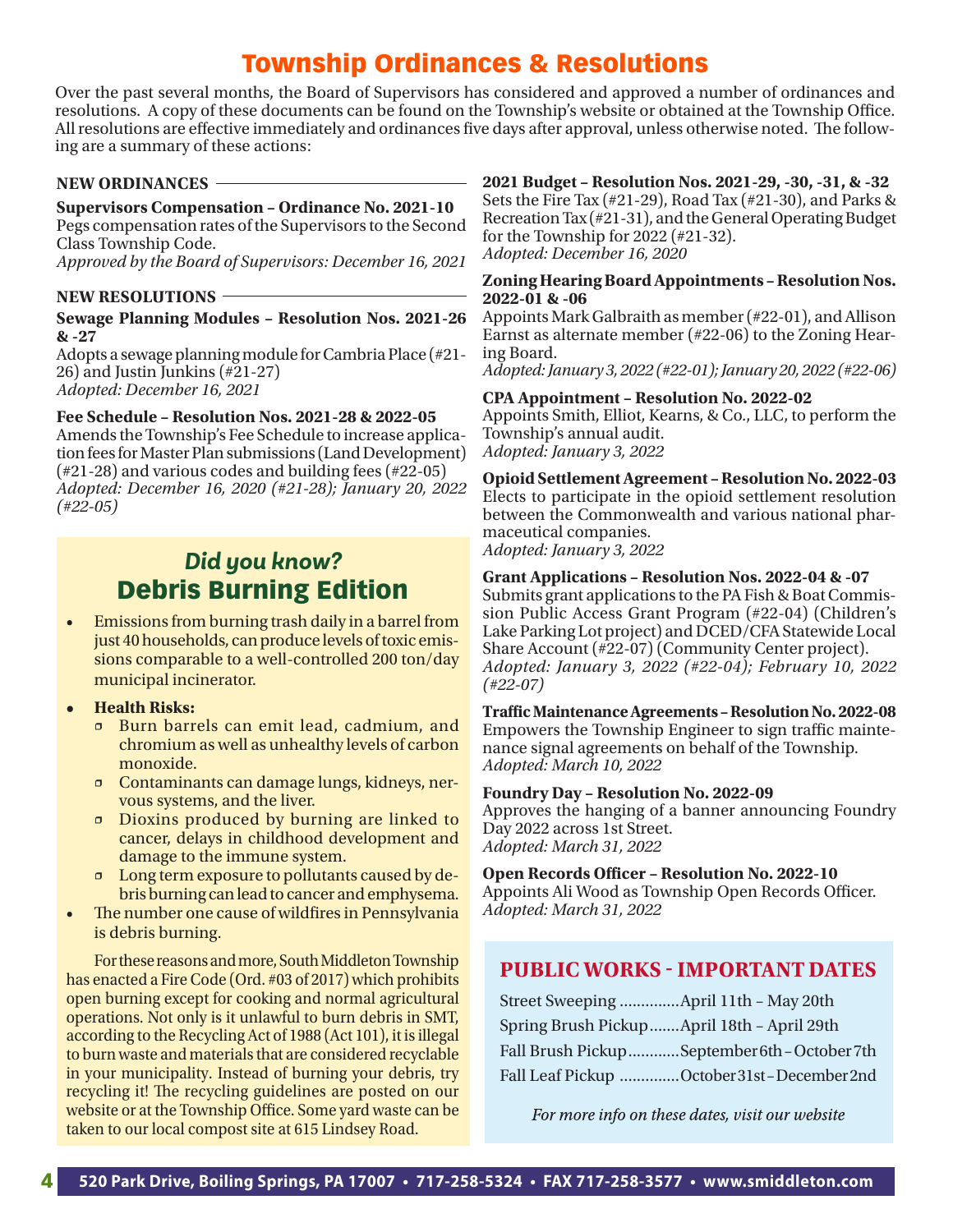# Township Ordinances & Resolutions

Over the past several months, the Board of Supervisors has considered and approved a number of ordinances and resolutions. A copy of these documents can be found on the Township's website or obtained at the Township Office. All resolutions are effective immediately and ordinances five days after approval, unless otherwise noted. The following are a summary of these actions:

## NEW ORDINANCES

**Supervisors Compensation – Ordinance No. 2021-10**
Pegs compensation rates of the Supervisors to the Second Class Township Code.
*Approved by the Board of Supervisors: December 16, 2021*

## NEW RESOLUTIONS

**Sewage Planning Modules – Resolution Nos. 2021-26 & -27**
Adopts a sewage planning module for Cambria Place (#21-26) and Justin Junkins (#21-27)
*Adopted: December 16, 2021*

**Fee Schedule – Resolution Nos. 2021-28 & 2022-05**
Amends the Township's Fee Schedule to increase application fees for Master Plan submissions (Land Development) (#21-28) and various codes and building fees (#22-05)
*Adopted: December 16, 2020 (#21-28); January 20, 2022 (#22-05)*

**2021 Budget – Resolution Nos. 2021-29, -30, -31, & -32**
Sets the Fire Tax (#21-29), Road Tax (#21-30), and Parks & Recreation Tax (#21-31), and the General Operating Budget for the Township for 2022 (#21-32).
*Adopted: December 16, 2020*

**Zoning Hearing Board Appointments – Resolution Nos. 2022-01 & -06**
Appoints Mark Galbraith as member (#22-01), and Allison Earnst as alternate member (#22-06) to the Zoning Hearing Board.
*Adopted: January 3, 2022 (#22-01); January 20, 2022 (#22-06)*

**CPA Appointment – Resolution No. 2022-02**
Appoints Smith, Elliot, Kearns, & Co., LLC, to perform the Township's annual audit.
*Adopted: January 3, 2022*

**Opioid Settlement Agreement – Resolution No. 2022-03**
Elects to participate in the opioid settlement resolution between the Commonwealth and various national pharmaceutical companies.
*Adopted: January 3, 2022*

**Grant Applications – Resolution Nos. 2022-04 & -07**
Submits grant applications to the PA Fish & Boat Commission Public Access Grant Program (#22-04) (Children's Lake Parking Lot project) and DCED/CFA Statewide Local Share Account (#22-07) (Community Center project).
*Adopted: January 3, 2022 (#22-04); February 10, 2022 (#22-07)*

**Traffic Maintenance Agreements – Resolution No. 2022-08**
Empowers the Township Engineer to sign traffic maintenance signal agreements on behalf of the Township.
*Adopted: March 10, 2022*

**Foundry Day – Resolution No. 2022-09**
Approves the hanging of a banner announcing Foundry Day 2022 across 1st Street.
*Adopted: March 31, 2022*

**Open Records Officer – Resolution No. 2022-10**
Appoints Ali Wood as Township Open Records Officer.
*Adopted: March 31, 2022*

## *Did you know?* Debris Burning Edition

- Emissions from burning trash daily in a barrel from just 40 households, can produce levels of toxic emissions comparable to a well-controlled 200 ton/day municipal incinerator.
- **Health Risks:**
  - Burn barrels can emit lead, cadmium, and chromium as well as unhealthy levels of carbon monoxide.
  - Contaminants can damage lungs, kidneys, nervous systems, and the liver.
  - Dioxins produced by burning are linked to cancer, delays in childhood development and damage to the immune system.
  - Long term exposure to pollutants caused by debris burning can lead to cancer and emphysema.
- The number one cause of wildfires in Pennsylvania is debris burning.

For these reasons and more, South Middleton Township has enacted a Fire Code (Ord. #03 of 2017) which prohibits open burning except for cooking and normal agricultural operations. Not only is it unlawful to burn debris in SMT, according to the Recycling Act of 1988 (Act 101), it is illegal to burn waste and materials that are considered recyclable in your municipality. Instead of burning your debris, try recycling it! The recycling guidelines are posted on our website or at the Township Office. Some yard waste can be taken to our local compost site at 615 Lindsey Road.

## PUBLIC WORKS - IMPORTANT DATES

| | |
|---|---|
| Street Sweeping | April 11th – May 20th |
| Spring Brush Pickup | April 18th – April 29th |
| Fall Brush Pickup | September 6th – October 7th |
| Fall Leaf Pickup | October 31st – December 2nd |

*For more info on these dates, visit our website*

520 Park Drive, Boiling Springs, PA 17007 • 717-258-5324 • FAX 717-258-3577 • www.smiddleton.com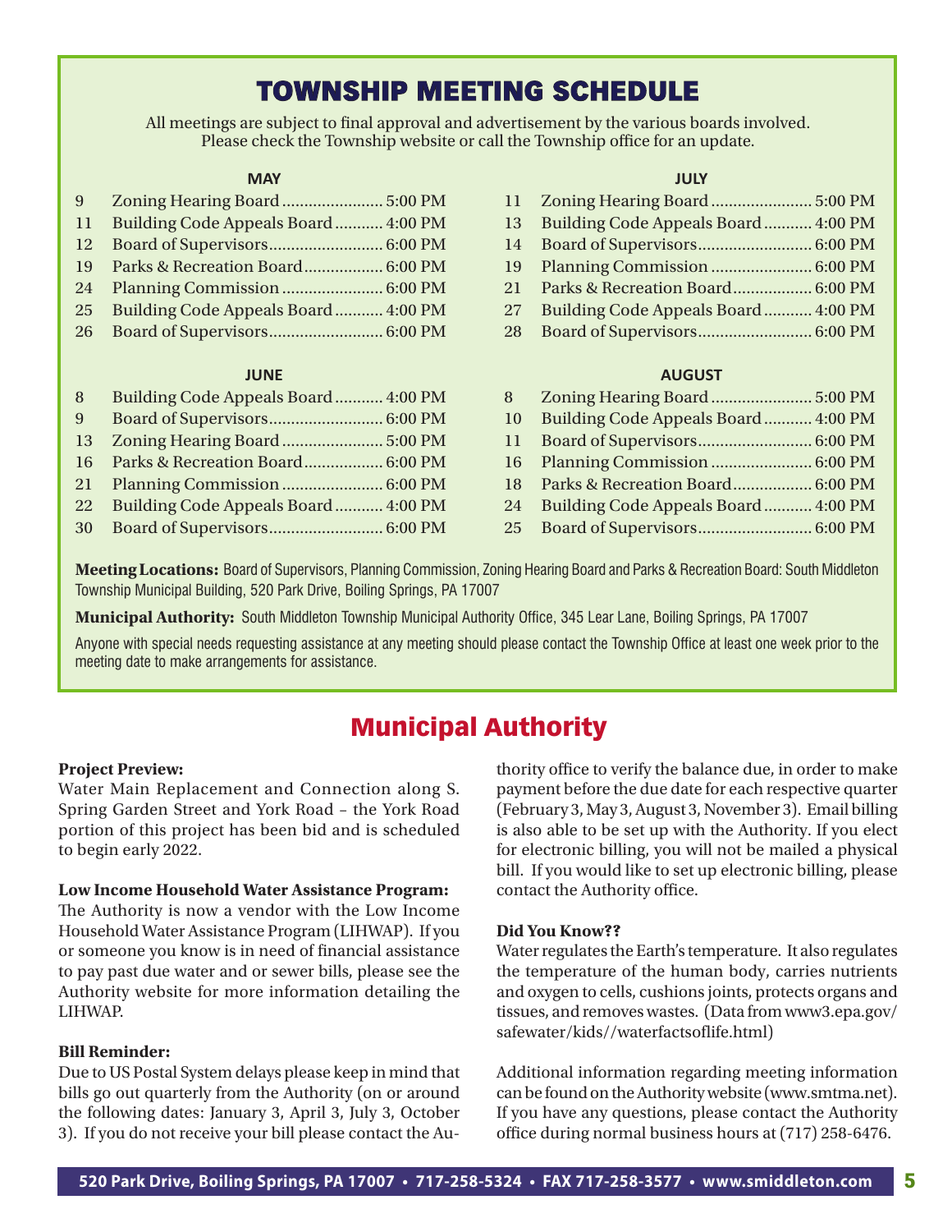# TOWNSHIP MEETING SCHEDULE

All meetings are subject to final approval and advertisement by the various boards involved. Please check the Township website or call the Township office for an update.

### MAY

| Date | Meeting | Time |
| --- | --- | --- |
| 9 | Zoning Hearing Board | 5:00 PM |
| 11 | Building Code Appeals Board | 4:00 PM |
| 12 | Board of Supervisors | 6:00 PM |
| 19 | Parks & Recreation Board | 6:00 PM |
| 24 | Planning Commission | 6:00 PM |
| 25 | Building Code Appeals Board | 4:00 PM |
| 26 | Board of Supervisors | 6:00 PM |

### JUNE

| Date | Meeting | Time |
| --- | --- | --- |
| 8 | Building Code Appeals Board | 4:00 PM |
| 9 | Board of Supervisors | 6:00 PM |
| 13 | Zoning Hearing Board | 5:00 PM |
| 16 | Parks & Recreation Board | 6:00 PM |
| 21 | Planning Commission | 6:00 PM |
| 22 | Building Code Appeals Board | 4:00 PM |
| 30 | Board of Supervisors | 6:00 PM |

### JULY

| Date | Meeting | Time |
| --- | --- | --- |
| 11 | Zoning Hearing Board | 5:00 PM |
| 13 | Building Code Appeals Board | 4:00 PM |
| 14 | Board of Supervisors | 6:00 PM |
| 19 | Planning Commission | 6:00 PM |
| 21 | Parks & Recreation Board | 6:00 PM |
| 27 | Building Code Appeals Board | 4:00 PM |
| 28 | Board of Supervisors | 6:00 PM |

### AUGUST

| Date | Meeting | Time |
| --- | --- | --- |
| 8 | Zoning Hearing Board | 5:00 PM |
| 10 | Building Code Appeals Board | 4:00 PM |
| 11 | Board of Supervisors | 6:00 PM |
| 16 | Planning Commission | 6:00 PM |
| 18 | Parks & Recreation Board | 6:00 PM |
| 24 | Building Code Appeals Board | 4:00 PM |
| 25 | Board of Supervisors | 6:00 PM |

**Meeting Locations:** Board of Supervisors, Planning Commission, Zoning Hearing Board and Parks & Recreation Board: South Middleton Township Municipal Building, 520 Park Drive, Boiling Springs, PA 17007

**Municipal Authority:** South Middleton Township Municipal Authority Office, 345 Lear Lane, Boiling Springs, PA 17007

Anyone with special needs requesting assistance at any meeting should please contact the Township Office at least one week prior to the meeting date to make arrangements for assistance.

# Municipal Authority

**Project Preview:**
Water Main Replacement and Connection along S. Spring Garden Street and York Road – the York Road portion of this project has been bid and is scheduled to begin early 2022.

**Low Income Household Water Assistance Program:**
The Authority is now a vendor with the Low Income Household Water Assistance Program (LIHWAP). If you or someone you know is in need of financial assistance to pay past due water and or sewer bills, please see the Authority website for more information detailing the LIHWAP.

**Bill Reminder:**
Due to US Postal System delays please keep in mind that bills go out quarterly from the Authority (on or around the following dates: January 3, April 3, July 3, October 3). If you do not receive your bill please contact the Authority office to verify the balance due, in order to make payment before the due date for each respective quarter (February 3, May 3, August 3, November 3). Email billing is also able to be set up with the Authority. If you elect for electronic billing, you will not be mailed a physical bill. If you would like to set up electronic billing, please contact the Authority office.

**Did You Know??**
Water regulates the Earth's temperature. It also regulates the temperature of the human body, carries nutrients and oxygen to cells, cushions joints, protects organs and tissues, and removes wastes. (Data from www3.epa.gov/safewater/kids//waterfactsoflife.html)

Additional information regarding meeting information can be found on the Authority website (www.smtma.net). If you have any questions, please contact the Authority office during normal business hours at (717) 258-6476.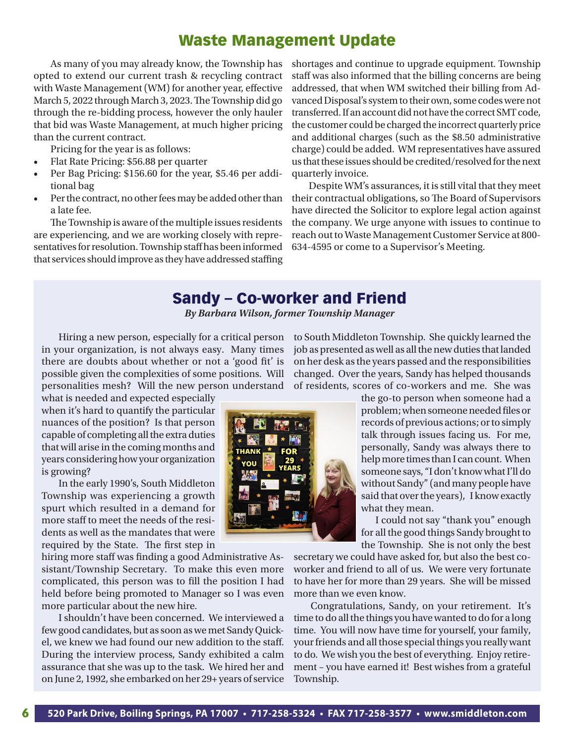# Waste Management Update

As many of you may already know, the Township has opted to extend our current trash & recycling contract with Waste Management (WM) for another year, effective March 5, 2022 through March 3, 2023. The Township did go through the re-bidding process, however the only hauler that bid was Waste Management, at much higher pricing than the current contract.

Pricing for the year is as follows:

- Flat Rate Pricing: $56.88 per quarter
- Per Bag Pricing: $156.60 for the year, $5.46 per additional bag
- Per the contract, no other fees may be added other than a late fee.

The Township is aware of the multiple issues residents are experiencing, and we are working closely with representatives for resolution. Township staff has been informed that services should improve as they have addressed staffing shortages and continue to upgrade equipment. Township staff was also informed that the billing concerns are being addressed, that when WM switched their billing from Advanced Disposal's system to their own, some codes were not transferred. If an account did not have the correct SMT code, the customer could be charged the incorrect quarterly price and additional charges (such as the $8.50 administrative charge) could be added. WM representatives have assured us that these issues should be credited/resolved for the next quarterly invoice.

Despite WM's assurances, it is still vital that they meet their contractual obligations, so The Board of Supervisors have directed the Solicitor to explore legal action against the company. We urge anyone with issues to continue to reach out to Waste Management Customer Service at 800-634-4595 or come to a Supervisor's Meeting.

## Sandy – Co-worker and Friend

*By Barbara Wilson, former Township Manager*

Hiring a new person, especially for a critical person in your organization, is not always easy. Many times there are doubts about whether or not a 'good fit' is possible given the complexities of some positions. Will personalities mesh? Will the new person understand what is needed and expected especially when it's hard to quantify the particular nuances of the position? Is that person capable of completing all the extra duties that will arise in the coming months and years considering how your organization is growing?

In the early 1990's, South Middleton Township was experiencing a growth spurt which resulted in a demand for more staff to meet the needs of the residents as well as the mandates that were required by the State. The first step in hiring more staff was finding a good Administrative Assistant/Township Secretary. To make this even more complicated, this person was to fill the position I had held before being promoted to Manager so I was even more particular about the new hire.

I shouldn't have been concerned. We interviewed a few good candidates, but as soon as we met Sandy Quickel, we knew we had found our new addition to the staff. During the interview process, Sandy exhibited a calm assurance that she was up to the task. We hired her and on June 2, 1992, she embarked on her 29+ years of service to South Middleton Township. She quickly learned the job as presented as well as all the new duties that landed on her desk as the years passed and the responsibilities changed. Over the years, Sandy has helped thousands of residents, scores of co-workers and me. She was the go-to person when someone had a problem; when someone needed files or records of previous actions; or to simply talk through issues facing us. For me, personally, Sandy was always there to help more times than I can count. When someone says, "I don't know what I'll do without Sandy" (and many people have said that over the years), I know exactly what they mean.

I could not say "thank you" enough for all the good things Sandy brought to the Township. She is not only the best secretary we could have asked for, but also the best co-worker and friend to all of us. We were very fortunate to have her for more than 29 years. She will be missed more than we even know.

Congratulations, Sandy, on your retirement. It's time to do all the things you have wanted to do for a long time. You will now have time for yourself, your family, your friends and all those special things you really want to do. We wish you the best of everything. Enjoy retirement – you have earned it! Best wishes from a grateful Township.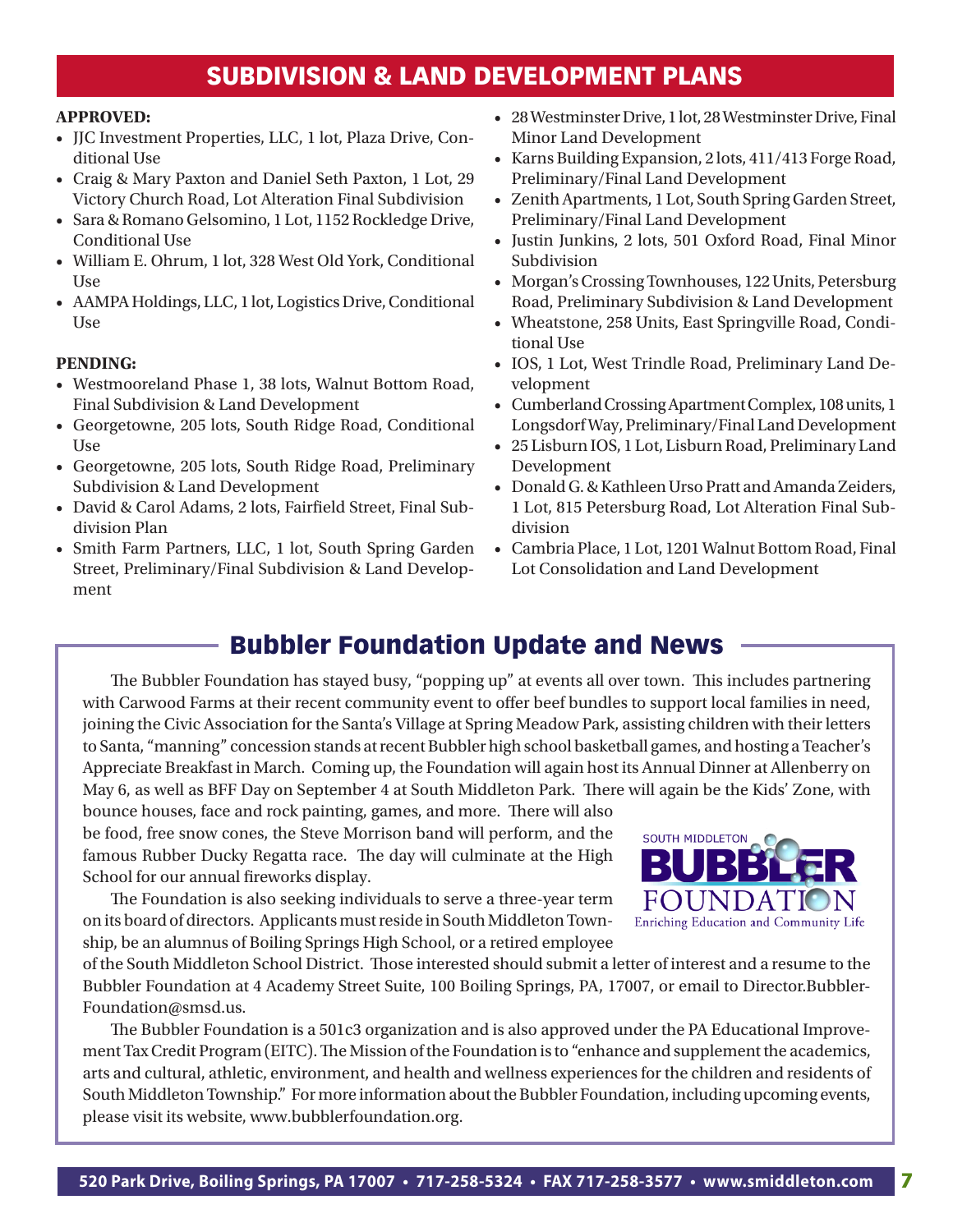## SUBDIVISION & LAND DEVELOPMENT PLANS

**APPROVED:**

- JJC Investment Properties, LLC, 1 lot, Plaza Drive, Conditional Use
- Craig & Mary Paxton and Daniel Seth Paxton, 1 Lot, 29 Victory Church Road, Lot Alteration Final Subdivision
- Sara & Romano Gelsomino, 1 Lot, 1152 Rockledge Drive, Conditional Use
- William E. Ohrum, 1 lot, 328 West Old York, Conditional Use
- AAMPA Holdings, LLC, 1 lot, Logistics Drive, Conditional Use

**PENDING:**

- Westmooreland Phase 1, 38 lots, Walnut Bottom Road, Final Subdivision & Land Development
- Georgetowne, 205 lots, South Ridge Road, Conditional Use
- Georgetowne, 205 lots, South Ridge Road, Preliminary Subdivision & Land Development
- David & Carol Adams, 2 lots, Fairfield Street, Final Subdivision Plan
- Smith Farm Partners, LLC, 1 lot, South Spring Garden Street, Preliminary/Final Subdivision & Land Development
- 28 Westminster Drive, 1 lot, 28 Westminster Drive, Final Minor Land Development
- Karns Building Expansion, 2 lots, 411/413 Forge Road, Preliminary/Final Land Development
- Zenith Apartments, 1 Lot, South Spring Garden Street, Preliminary/Final Land Development
- Justin Junkins, 2 lots, 501 Oxford Road, Final Minor Subdivision
- Morgan's Crossing Townhouses, 122 Units, Petersburg Road, Preliminary Subdivision & Land Development
- Wheatstone, 258 Units, East Springville Road, Conditional Use
- IOS, 1 Lot, West Trindle Road, Preliminary Land Development
- Cumberland Crossing Apartment Complex, 108 units, 1 Longsdorf Way, Preliminary/Final Land Development
- 25 Lisburn IOS, 1 Lot, Lisburn Road, Preliminary Land Development
- Donald G. & Kathleen Urso Pratt and Amanda Zeiders, 1 Lot, 815 Petersburg Road, Lot Alteration Final Subdivision
- Cambria Place, 1 Lot, 1201 Walnut Bottom Road, Final Lot Consolidation and Land Development

## Bubbler Foundation Update and News

The Bubbler Foundation has stayed busy, "popping up" at events all over town. This includes partnering with Carwood Farms at their recent community event to offer beef bundles to support local families in need, joining the Civic Association for the Santa's Village at Spring Meadow Park, assisting children with their letters to Santa, "manning" concession stands at recent Bubbler high school basketball games, and hosting a Teacher's Appreciate Breakfast in March. Coming up, the Foundation will again host its Annual Dinner at Allenberry on May 6, as well as BFF Day on September 4 at South Middleton Park. There will again be the Kids' Zone, with bounce houses, face and rock painting, games, and more. There will also be food, free snow cones, the Steve Morrison band will perform, and the famous Rubber Ducky Regatta race. The day will culminate at the High School for our annual fireworks display.

SOUTH MIDDLETON BUBBLER FOUNDATION
Enriching Education and Community Life

The Foundation is also seeking individuals to serve a three-year term on its board of directors. Applicants must reside in South Middleton Township, be an alumnus of Boiling Springs High School, or a retired employee of the South Middleton School District. Those interested should submit a letter of interest and a resume to the Bubbler Foundation at 4 Academy Street Suite, 100 Boiling Springs, PA, 17007, or email to Director.BubblerFoundation@smsd.us.

The Bubbler Foundation is a 501c3 organization and is also approved under the PA Educational Improvement Tax Credit Program (EITC). The Mission of the Foundation is to "enhance and supplement the academics, arts and cultural, athletic, environment, and health and wellness experiences for the children and residents of South Middleton Township." For more information about the Bubbler Foundation, including upcoming events, please visit its website, www.bubblerfoundation.org.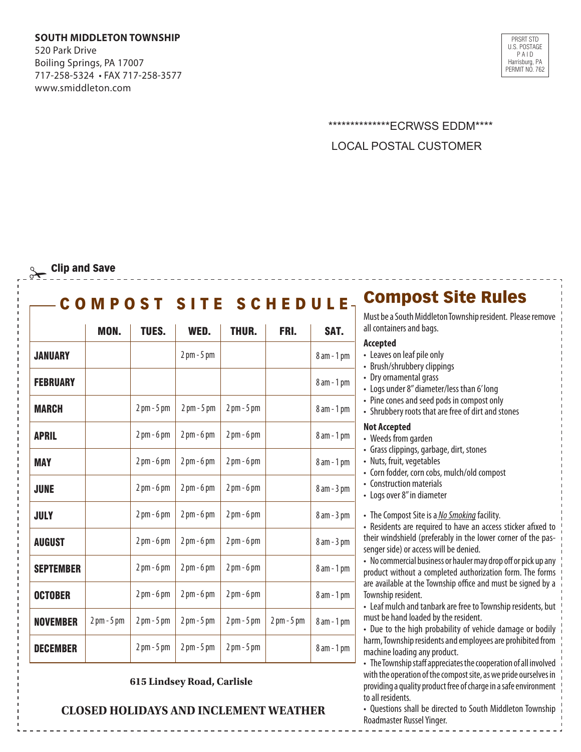**SOUTH MIDDLETON TOWNSHIP**
520 Park Drive
Boiling Springs, PA 17007
717-258-5324 • FAX 717-258-3577
www.smiddleton.com

PRSRT STD
U.S. POSTAGE
PAID
Harrisburg, PA
PERMIT NO. 762

**************ECRWSS EDDM****

LOCAL POSTAL CUSTOMER

**Clip and Save**

# COMPOST SITE SCHEDULE

| | MON. | TUES. | WED. | THUR. | FRI. | SAT. |
|---|---|---|---|---|---|---|
| **JANUARY** | | | 2 pm - 5 pm | | | 8 am - 1 pm |
| **FEBRUARY** | | | | | | 8 am - 1 pm |
| **MARCH** | | 2 pm - 5 pm | 2 pm - 5 pm | 2 pm - 5 pm | | 8 am - 1 pm |
| **APRIL** | | 2 pm - 6 pm | 2 pm - 6 pm | 2 pm - 6 pm | | 8 am - 1 pm |
| **MAY** | | 2 pm - 6 pm | 2 pm - 6 pm | 2 pm - 6 pm | | 8 am - 1 pm |
| **JUNE** | | 2 pm - 6 pm | 2 pm - 6 pm | 2 pm - 6 pm | | 8 am - 3 pm |
| **JULY** | | 2 pm - 6 pm | 2 pm - 6 pm | 2 pm - 6 pm | | 8 am - 3 pm |
| **AUGUST** | | 2 pm - 6 pm | 2 pm - 6 pm | 2 pm - 6 pm | | 8 am - 3 pm |
| **SEPTEMBER** | | 2 pm - 6 pm | 2 pm - 6 pm | 2 pm - 6 pm | | 8 am - 1 pm |
| **OCTOBER** | | 2 pm - 6 pm | 2 pm - 6 pm | 2 pm - 6 pm | | 8 am - 1 pm |
| **NOVEMBER** | 2 pm - 5 pm | 2 pm - 5 pm | 2 pm - 5 pm | 2 pm - 5 pm | 2 pm - 5 pm | 8 am - 1 pm |
| **DECEMBER** | | 2 pm - 5 pm | 2 pm - 5 pm | 2 pm - 5 pm | | 8 am - 1 pm |

**615 Lindsey Road, Carlisle**

**CLOSED HOLIDAYS AND INCLEMENT WEATHER**

# Compost Site Rules

Must be a South Middleton Township resident. Please remove all containers and bags.

**Accepted**

- Leaves on leaf pile only
- Brush/shrubbery clippings
- Dry ornamental grass
- Logs under 8" diameter/less than 6' long
- Pine cones and seed pods in compost only
- Shrubbery roots that are free of dirt and stones

**Not Accepted**

- Weeds from garden
- Grass clippings, garbage, dirt, stones
- Nuts, fruit, vegetables
- Corn fodder, corn cobs, mulch/old compost
- Construction materials
- Logs over 8" in diameter

- The Compost Site is a *No Smoking* facility.
- Residents are required to have an access sticker afixed to their windshield (preferably in the lower corner of the passenger side) or access will be denied.
- No commercial business or hauler may drop off or pick up any product without a completed authorization form. The forms are available at the Township office and must be signed by a Township resident.
- Leaf mulch and tanbark are free to Township residents, but must be hand loaded by the resident.
- Due to the high probability of vehicle damage or bodily harm, Township residents and employees are prohibited from machine loading any product.
- The Township staff appreciates the cooperation of all involved with the operation of the compost site, as we pride ourselves in providing a quality product free of charge in a safe environment to all residents.
- Questions shall be directed to South Middleton Township Roadmaster Russel Yinger.